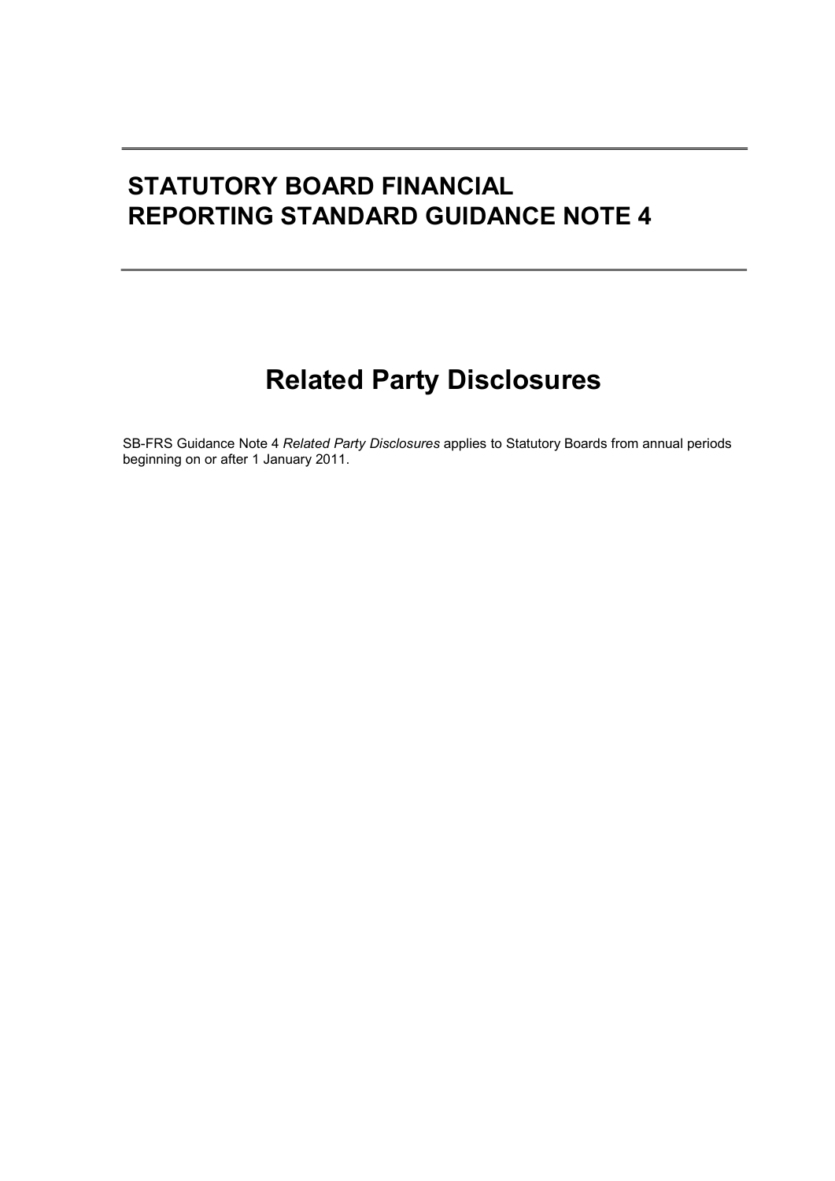# STATUTORY BOARD FINANCIAL REPORTING STANDARD GUIDANCE NOTE 4

## Related Party Disclosures

SB-FRS Guidance Note 4 *Related Party Disclosures* applies to Statutory Boards from annual periods beginning on or after 1 January 2011.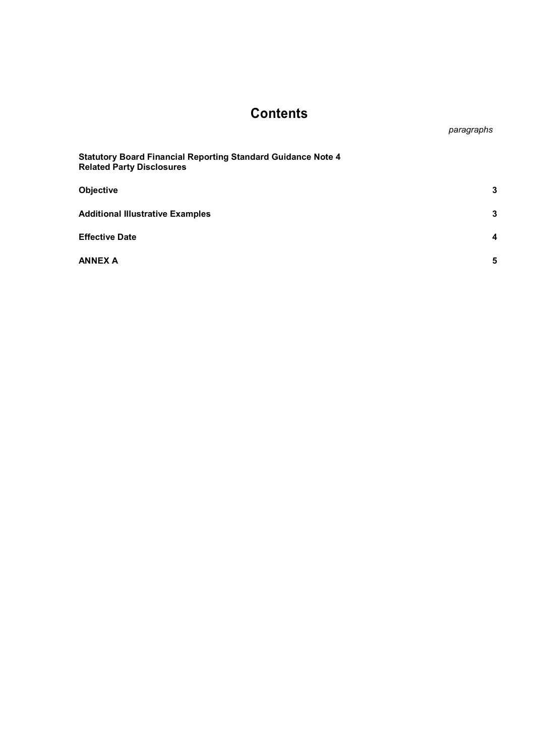# Contents

*paragraphs*

| | |
|---|---|
| **Statutory Board Financial Reporting Standard Guidance Note 4** **Related Party Disclosures** | |
| **Objective** | **3** |
| **Additional Illustrative Examples** | **3** |
| **Effective Date** | **4** |
| **ANNEX A** | **5** |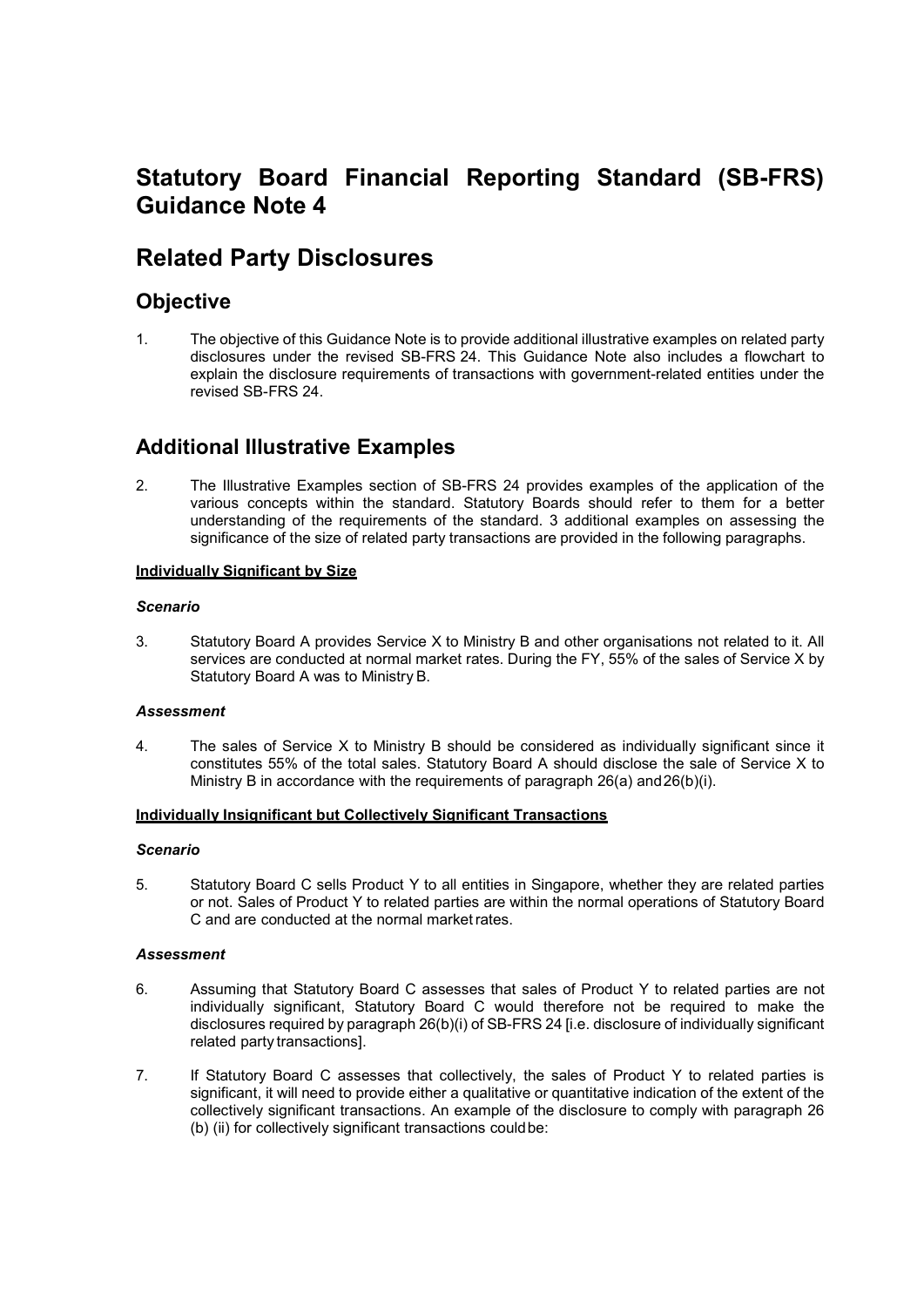# Statutory Board Financial Reporting Standard (SB-FRS) Guidance Note 4

# Related Party Disclosures

## Objective

1. The objective of this Guidance Note is to provide additional illustrative examples on related party disclosures under the revised SB-FRS 24. This Guidance Note also includes a flowchart to explain the disclosure requirements of transactions with government-related entities under the revised SB-FRS 24.

## Additional Illustrative Examples

2. The Illustrative Examples section of SB-FRS 24 provides examples of the application of the various concepts within the standard. Statutory Boards should refer to them for a better understanding of the requirements of the standard. 3 additional examples on assessing the significance of the size of related party transactions are provided in the following paragraphs.

**Individually Significant by Size**

***Scenario***

3. Statutory Board A provides Service X to Ministry B and other organisations not related to it. All services are conducted at normal market rates. During the FY, 55% of the sales of Service X by Statutory Board A was to Ministry B.

***Assessment***

4. The sales of Service X to Ministry B should be considered as individually significant since it constitutes 55% of the total sales. Statutory Board A should disclose the sale of Service X to Ministry B in accordance with the requirements of paragraph 26(a) and 26(b)(i).

**Individually Insignificant but Collectively Significant Transactions**

***Scenario***

5. Statutory Board C sells Product Y to all entities in Singapore, whether they are related parties or not. Sales of Product Y to related parties are within the normal operations of Statutory Board C and are conducted at the normal market rates.

***Assessment***

6. Assuming that Statutory Board C assesses that sales of Product Y to related parties are not individually significant, Statutory Board C would therefore not be required to make the disclosures required by paragraph 26(b)(i) of SB-FRS 24 [i.e. disclosure of individually significant related party transactions].

7. If Statutory Board C assesses that collectively, the sales of Product Y to related parties is significant, it will need to provide either a qualitative or quantitative indication of the extent of the collectively significant transactions. An example of the disclosure to comply with paragraph 26 (b) (ii) for collectively significant transactions could be: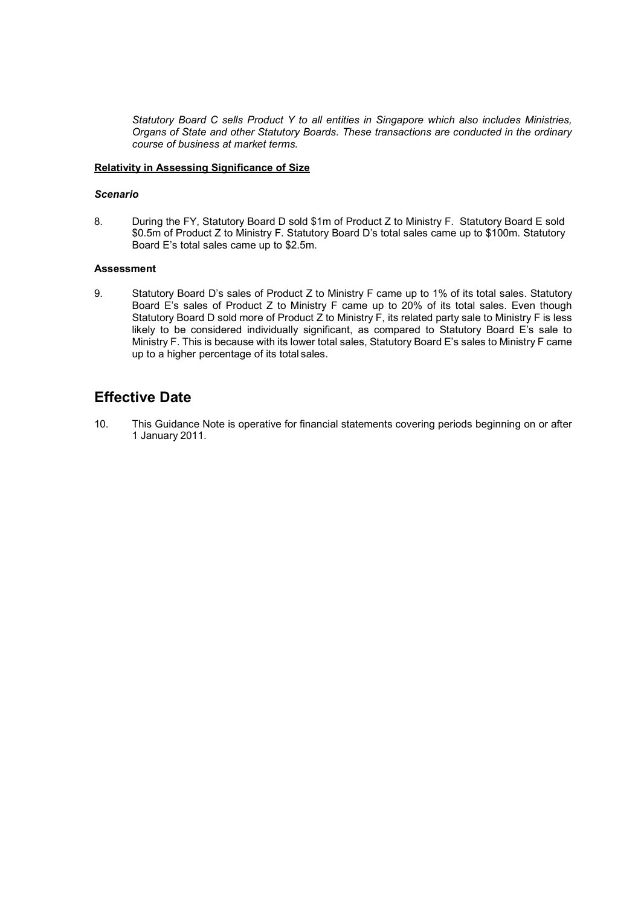*Statutory Board C sells Product Y to all entities in Singapore which also includes Ministries, Organs of State and other Statutory Boards. These transactions are conducted in the ordinary course of business at market terms.*

**Relativity in Assessing Significance of Size**

***Scenario***

8. During the FY, Statutory Board D sold $1m of Product Z to Ministry F. Statutory Board E sold $0.5m of Product Z to Ministry F. Statutory Board D's total sales came up to $100m. Statutory Board E's total sales came up to $2.5m.

**Assessment**

9. Statutory Board D's sales of Product Z to Ministry F came up to 1% of its total sales. Statutory Board E's sales of Product Z to Ministry F came up to 20% of its total sales. Even though Statutory Board D sold more of Product Z to Ministry F, its related party sale to Ministry F is less likely to be considered individually significant, as compared to Statutory Board E's sale to Ministry F. This is because with its lower total sales, Statutory Board E's sales to Ministry F came up to a higher percentage of its total sales.

## Effective Date

10. This Guidance Note is operative for financial statements covering periods beginning on or after 1 January 2011.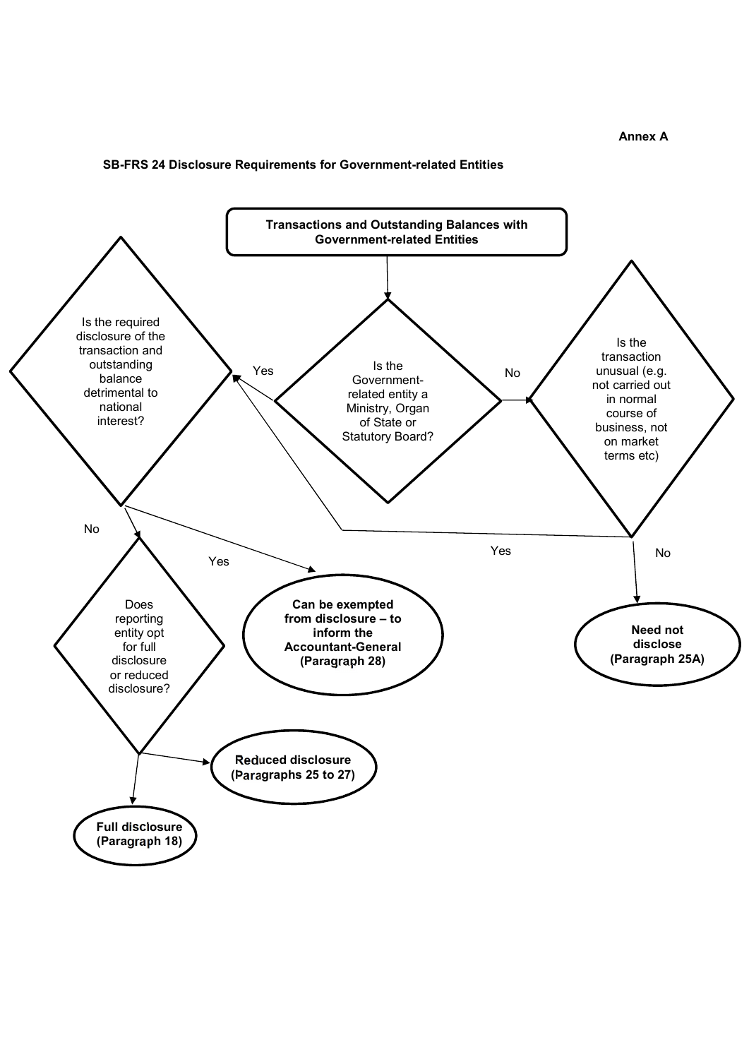Annex A

**SB-FRS 24 Disclosure Requirements for Government-related Entities**

**Transactions and Outstanding Balances with Government-related Entities**

Is the Government-related entity a Ministry, Organ of State or Statutory Board?

Yes

No

Is the required disclosure of the transaction and outstanding balance detrimental to national interest?

Is the transaction unusual (e.g. not carried out in normal course of business, not on market terms etc)

No

Yes

Yes

No

Does reporting entity opt for full disclosure or reduced disclosure?

**Can be exempted from disclosure – to inform the Accountant-General (Paragraph 28)**

**Need not disclose (Paragraph 25A)**

**Reduced disclosure (Paragraphs 25 to 27)**

**Full disclosure (Paragraph 18)**